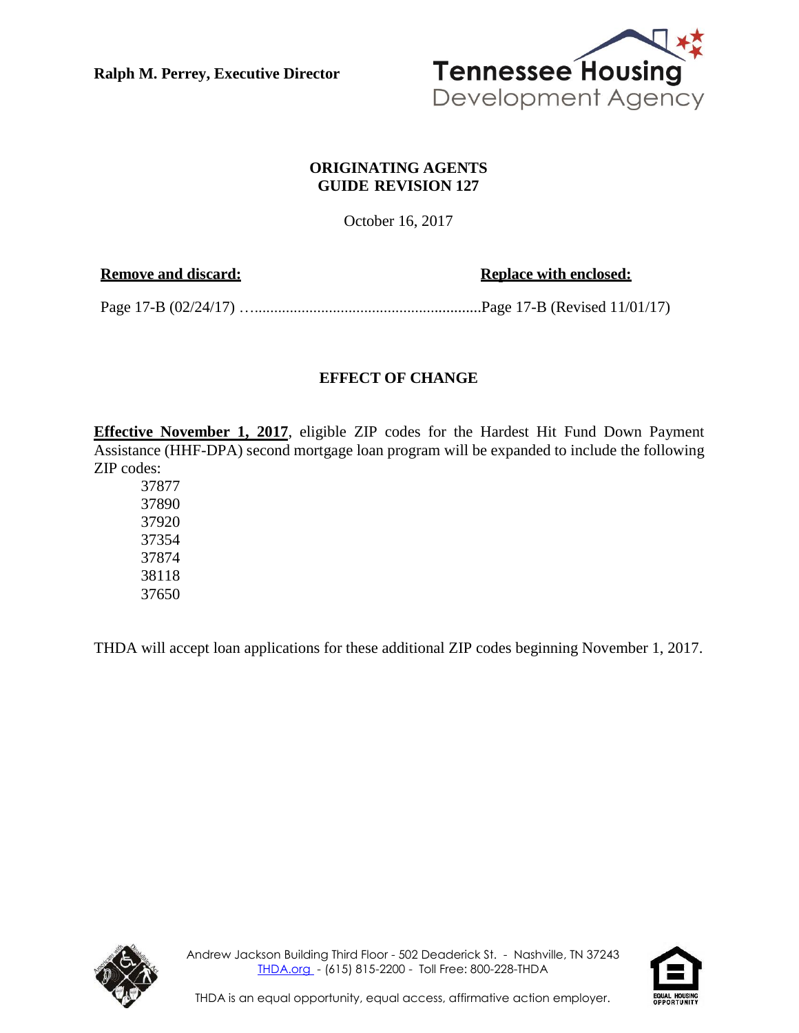**Ralph M. Perrey, Executive Director**

Tennessee Housing Development Agency

## ORIGINATING AGENTS GUIDE REVISION 127

October 16, 2017

| **Remove and discard:** | **Replace with enclosed:** |
| --- | --- |
| Page 17-B (02/24/17) | Page 17-B (Revised 11/01/17) |

## EFFECT OF CHANGE

**Effective November 1, 2017**, eligible ZIP codes for the Hardest Hit Fund Down Payment Assistance (HHF-DPA) second mortgage loan program will be expanded to include the following ZIP codes:

37877
37890
37920
37354
37874
38118
37650

THDA will accept loan applications for these additional ZIP codes beginning November 1, 2017.

Andrew Jackson Building Third Floor - 502 Deaderick St. - Nashville, TN 37243
THDA.org - (615) 815-2200 - Toll Free: 800-228-THDA

THDA is an equal opportunity, equal access, affirmative action employer.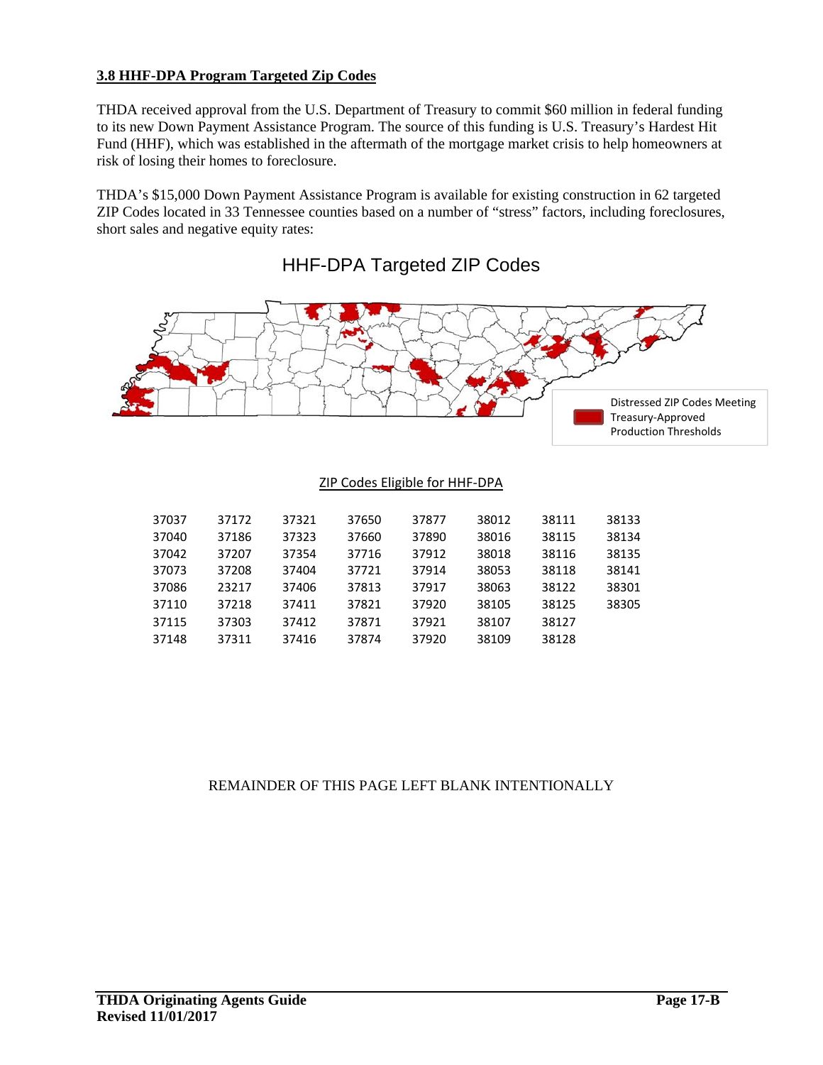## 3.8 HHF-DPA Program Targeted Zip Codes

THDA received approval from the U.S. Department of Treasury to commit $60 million in federal funding to its new Down Payment Assistance Program. The source of this funding is U.S. Treasury's Hardest Hit Fund (HHF), which was established in the aftermath of the mortgage market crisis to help homeowners at risk of losing their homes to foreclosure.

THDA's $15,000 Down Payment Assistance Program is available for existing construction in 62 targeted ZIP Codes located in 33 Tennessee counties based on a number of "stress" factors, including foreclosures, short sales and negative equity rates:

HHF-DPA Targeted ZIP Codes

Distressed ZIP Codes Meeting Treasury-Approved Production Thresholds

ZIP Codes Eligible for HHF-DPA

| | | | | | | | |
|---|---|---|---|---|---|---|---|
| 37037 | 37172 | 37321 | 37650 | 37877 | 38012 | 38111 | 38133 |
| 37040 | 37186 | 37323 | 37660 | 37890 | 38016 | 38115 | 38134 |
| 37042 | 37207 | 37354 | 37716 | 37912 | 38018 | 38116 | 38135 |
| 37073 | 37208 | 37404 | 37721 | 37914 | 38053 | 38118 | 38141 |
| 37086 | 23217 | 37406 | 37813 | 37917 | 38063 | 38122 | 38301 |
| 37110 | 37218 | 37411 | 37821 | 37920 | 38105 | 38125 | 38305 |
| 37115 | 37303 | 37412 | 37871 | 37921 | 38107 | 38127 | |
| 37148 | 37311 | 37416 | 37874 | 37920 | 38109 | 38128 | |

REMAINDER OF THIS PAGE LEFT BLANK INTENTIONALLY